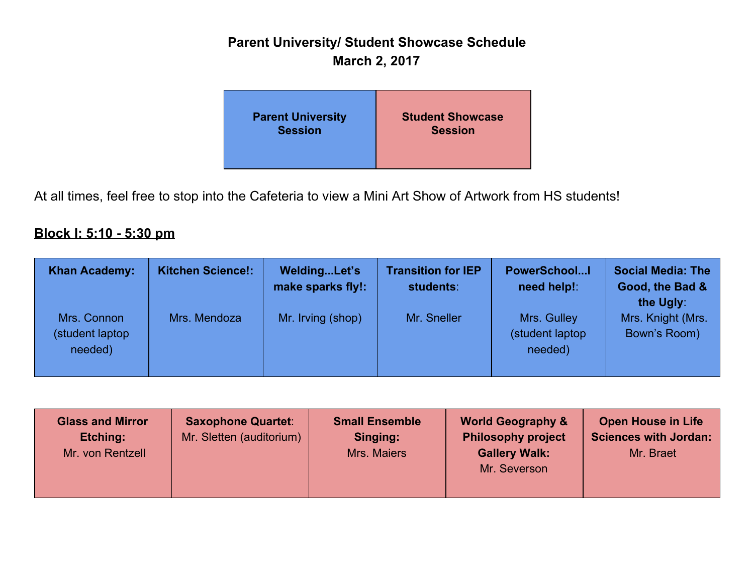# Parent University/ Student Showcase Schedule
## March 2, 2017

| Parent University Session | Student Showcase Session |
| --- | --- |

At all times, feel free to stop into the Cafeteria to view a Mini Art Show of Artwork from HS students!

**Block I: 5:10 - 5:30 pm**

| **Khan Academy:** | **Kitchen Science!:** | **Welding...Let's make sparks fly!:** | **Transition for IEP students:** | **PowerSchool...I need help!:** | **Social Media: The Good, the Bad & the Ugly:** |
| --- | --- | --- | --- | --- | --- |
| Mrs. Connon (student laptop needed) | Mrs. Mendoza | Mr. Irving (shop) | Mr. Sneller | Mrs. Gulley (student laptop needed) | Mrs. Knight (Mrs. Bown's Room) |

| **Glass and Mirror Etching:** | **Saxophone Quartet:** | **Small Ensemble Singing:** | **World Geography & Philosophy project Gallery Walk:** | **Open House in Life Sciences with Jordan:** |
| --- | --- | --- | --- | --- |
| Mr. von Rentzell | Mr. Sletten (auditorium) | Mrs. Maiers | Mr. Severson | Mr. Braet |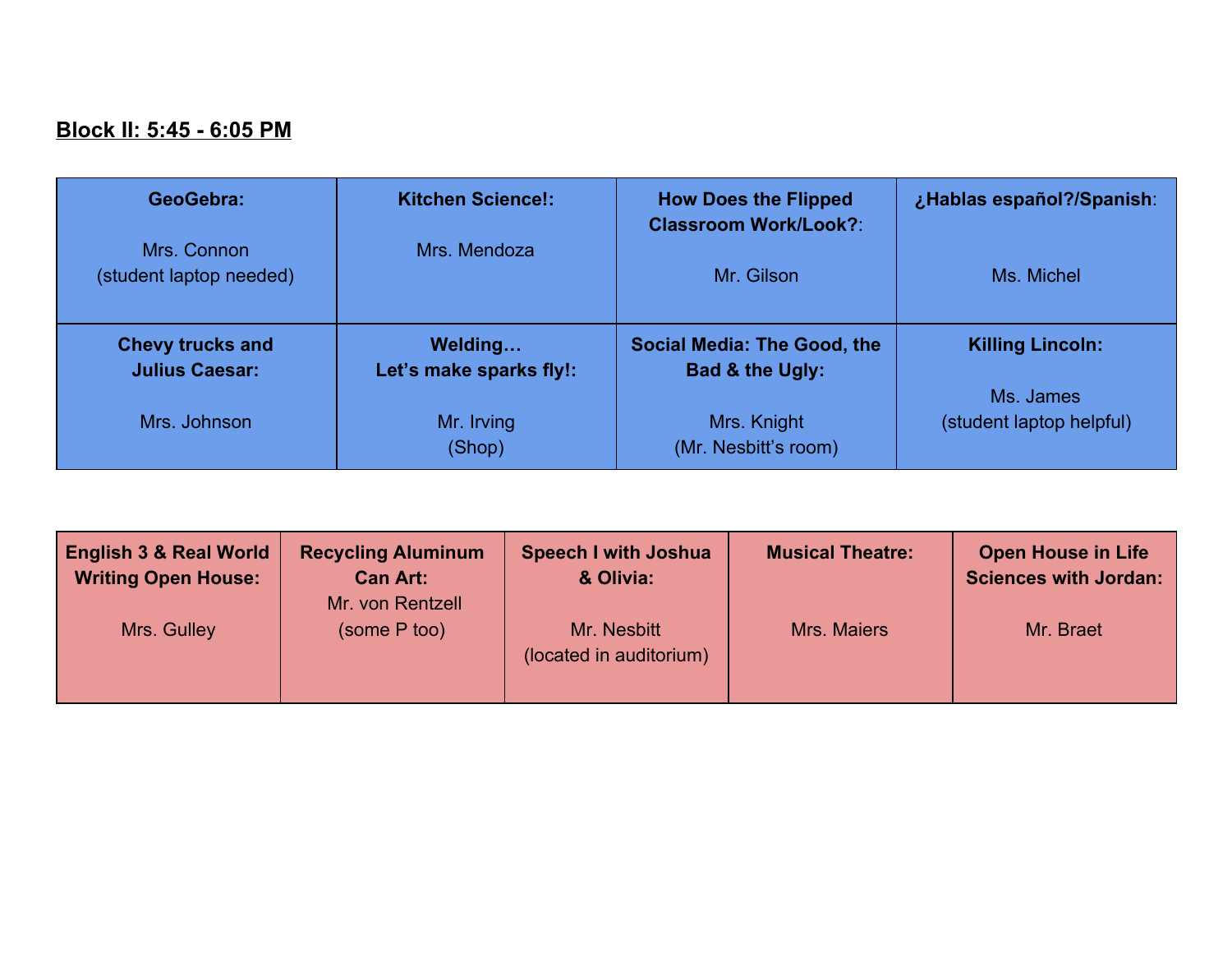**Block II: 5:45 - 6:05 PM**

| **GeoGebra:**<br><br>Mrs. Connon<br>(student laptop needed) | **Kitchen Science!:**<br><br>Mrs. Mendoza | **How Does the Flipped Classroom Work/Look?**:<br><br>Mr. Gilson | **¿Hablas español?/Spanish**:<br><br>Ms. Michel |
|---|---|---|---|
| **Chevy trucks and Julius Caesar:**<br><br>Mrs. Johnson | **Welding… Let's make sparks fly!:**<br><br>Mr. Irving<br>(Shop) | **Social Media: The Good, the Bad & the Ugly:**<br><br>Mrs. Knight<br>(Mr. Nesbitt's room) | **Killing Lincoln:**<br><br>Ms. James<br>(student laptop helpful) |

| **English 3 & Real World Writing Open House:**<br><br>Mrs. Gulley | **Recycling Aluminum Can Art:**<br>Mr. von Rentzell<br>(some P too) | **Speech I with Joshua & Olivia:**<br><br>Mr. Nesbitt<br>(located in auditorium) | **Musical Theatre:**<br><br>Mrs. Maiers | **Open House in Life Sciences with Jordan:**<br><br>Mr. Braet |
|---|---|---|---|---|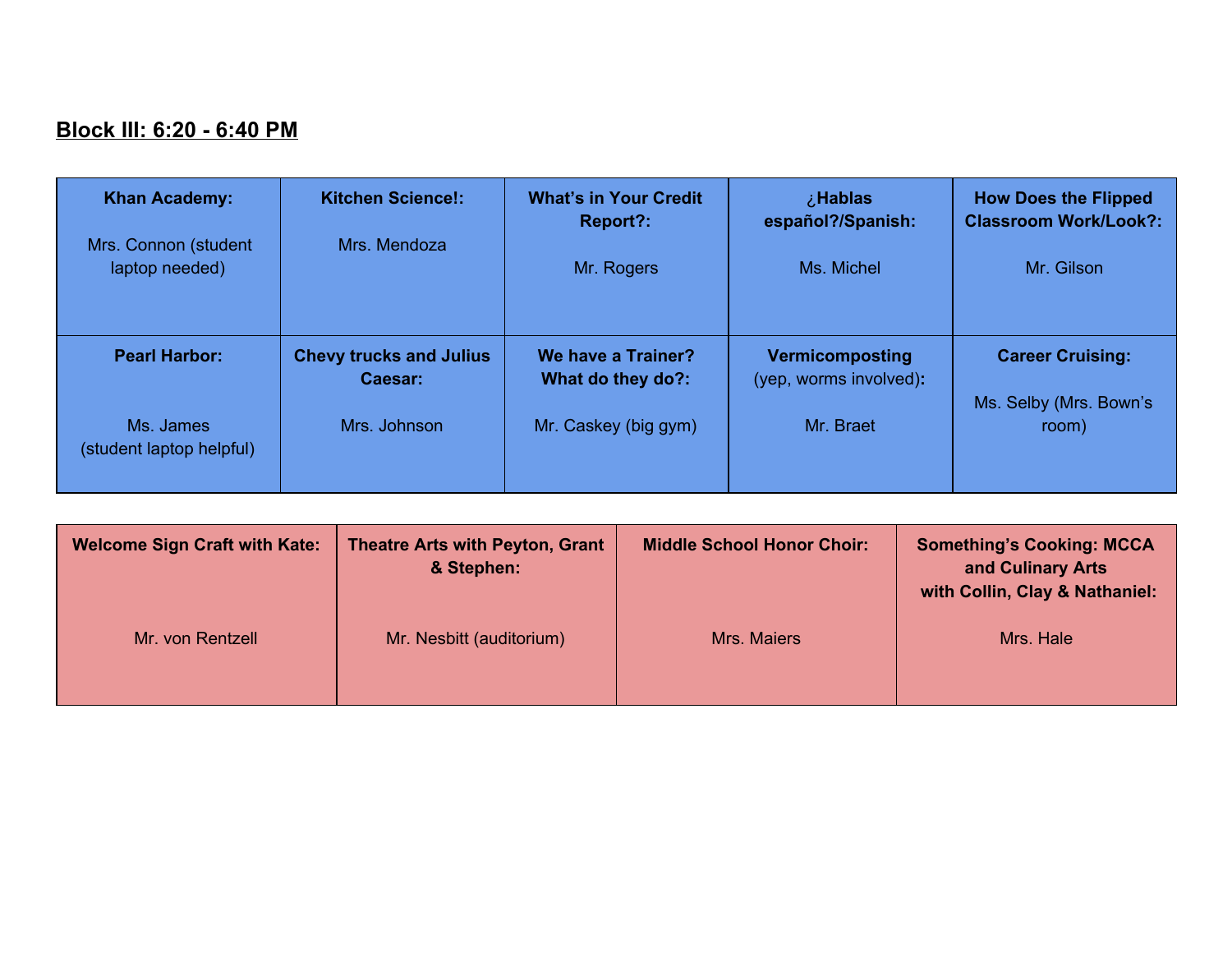**Block III: 6:20 - 6:40 PM**

| **Khan Academy:** Mrs. Connon (student laptop needed) | **Kitchen Science!:** Mrs. Mendoza | **What's in Your Credit Report?:** Mr. Rogers | **¿Hablas español?/Spanish:** Ms. Michel | **How Does the Flipped Classroom Work/Look?:** Mr. Gilson |
|---|---|---|---|---|
| **Pearl Harbor:** Ms. James (student laptop helpful) | **Chevy trucks and Julius Caesar:** Mrs. Johnson | **We have a Trainer? What do they do?:** Mr. Caskey (big gym) | **Vermicomposting** (yep, worms involved)**:** Mr. Braet | **Career Cruising:** Ms. Selby (Mrs. Bown's room) |

| **Welcome Sign Craft with Kate:** Mr. von Rentzell | **Theatre Arts with Peyton, Grant & Stephen:** Mr. Nesbitt (auditorium) | **Middle School Honor Choir:** Mrs. Maiers | **Something's Cooking: MCCA and Culinary Arts with Collin, Clay & Nathaniel:** Mrs. Hale |
|---|---|---|---|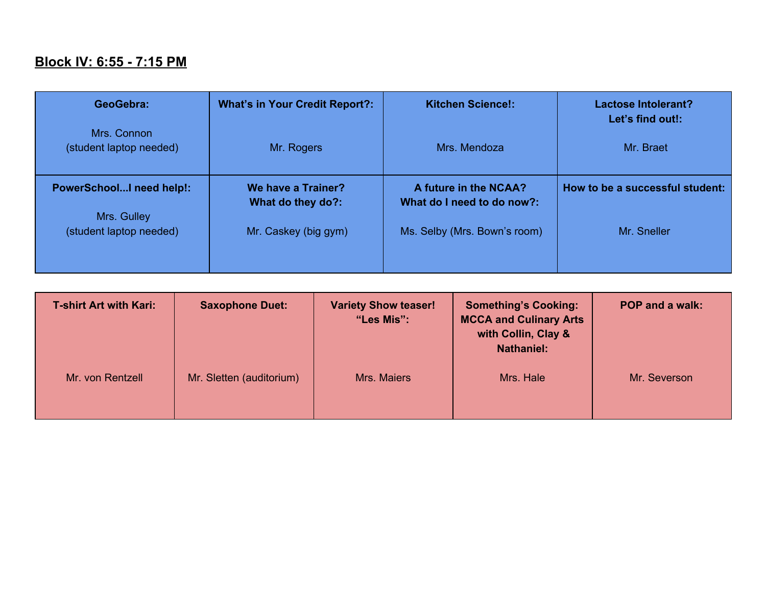## Block IV: 6:55 - 7:15 PM

| | | | |
|---|---|---|---|
| **GeoGebra:**<br><br>Mrs. Connon<br>(student laptop needed) | **What's in Your Credit Report?:**<br><br>Mr. Rogers | **Kitchen Science!:**<br><br>Mrs. Mendoza | **Lactose Intolerant? Let's find out!:**<br><br>Mr. Braet |
| **PowerSchool...I need help!:**<br><br>Mrs. Gulley<br>(student laptop needed) | **We have a Trainer? What do they do?:**<br><br>Mr. Caskey (big gym) | **A future in the NCAA? What do I need to do now?:**<br><br>Ms. Selby (Mrs. Bown's room) | **How to be a successful student:**<br><br>Mr. Sneller |

| | | | | |
|---|---|---|---|---|
| **T-shirt Art with Kari:**<br><br>Mr. von Rentzell | **Saxophone Duet:**<br><br>Mr. Sletten (auditorium) | **Variety Show teaser! "Les Mis":**<br><br>Mrs. Maiers | **Something's Cooking: MCCA and Culinary Arts with Collin, Clay & Nathaniel:**<br><br>Mrs. Hale | **POP and a walk:**<br><br>Mr. Severson |